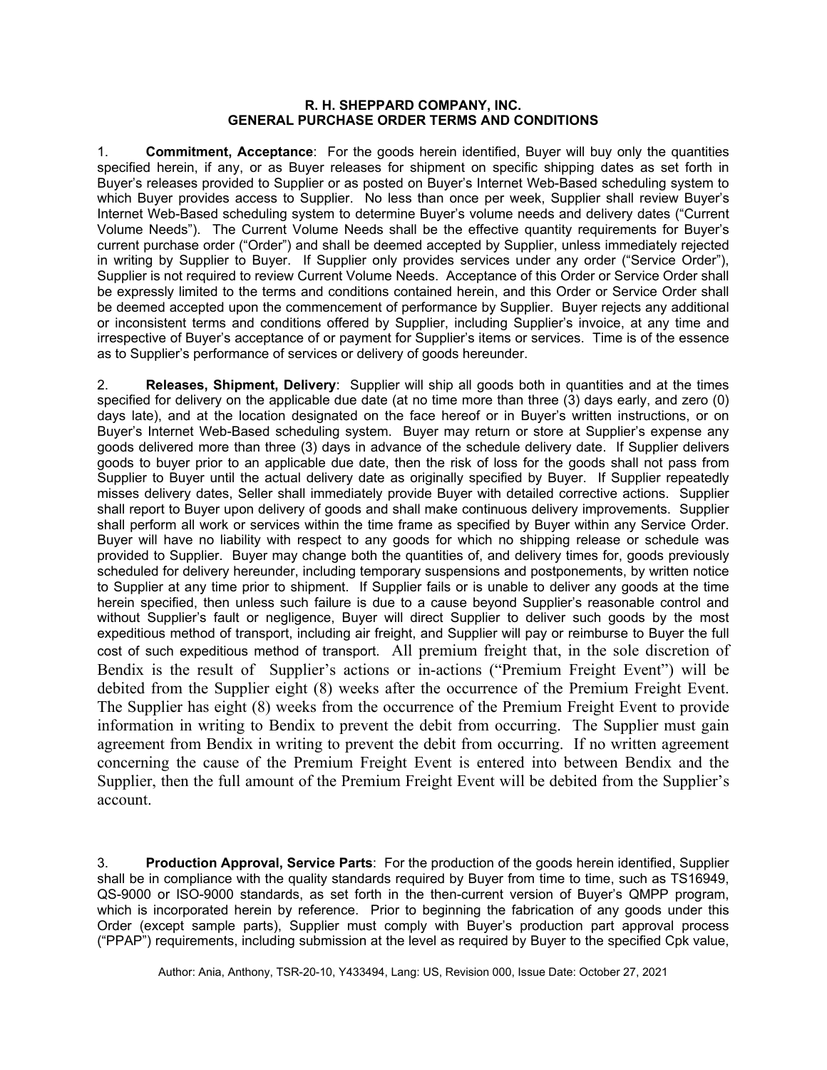**R. H. SHEPPARD COMPANY, INC.**
**GENERAL PURCHASE ORDER TERMS AND CONDITIONS**

1. **Commitment, Acceptance**: For the goods herein identified, Buyer will buy only the quantities specified herein, if any, or as Buyer releases for shipment on specific shipping dates as set forth in Buyer's releases provided to Supplier or as posted on Buyer's Internet Web-Based scheduling system to which Buyer provides access to Supplier. No less than once per week, Supplier shall review Buyer's Internet Web-Based scheduling system to determine Buyer's volume needs and delivery dates ("Current Volume Needs"). The Current Volume Needs shall be the effective quantity requirements for Buyer's current purchase order ("Order") and shall be deemed accepted by Supplier, unless immediately rejected in writing by Supplier to Buyer. If Supplier only provides services under any order ("Service Order"), Supplier is not required to review Current Volume Needs. Acceptance of this Order or Service Order shall be expressly limited to the terms and conditions contained herein, and this Order or Service Order shall be deemed accepted upon the commencement of performance by Supplier. Buyer rejects any additional or inconsistent terms and conditions offered by Supplier, including Supplier's invoice, at any time and irrespective of Buyer's acceptance of or payment for Supplier's items or services. Time is of the essence as to Supplier's performance of services or delivery of goods hereunder.

2. **Releases, Shipment, Delivery**: Supplier will ship all goods both in quantities and at the times specified for delivery on the applicable due date (at no time more than three (3) days early, and zero (0) days late), and at the location designated on the face hereof or in Buyer's written instructions, or on Buyer's Internet Web-Based scheduling system. Buyer may return or store at Supplier's expense any goods delivered more than three (3) days in advance of the schedule delivery date. If Supplier delivers goods to buyer prior to an applicable due date, then the risk of loss for the goods shall not pass from Supplier to Buyer until the actual delivery date as originally specified by Buyer. If Supplier repeatedly misses delivery dates, Seller shall immediately provide Buyer with detailed corrective actions. Supplier shall report to Buyer upon delivery of goods and shall make continuous delivery improvements. Supplier shall perform all work or services within the time frame as specified by Buyer within any Service Order. Buyer will have no liability with respect to any goods for which no shipping release or schedule was provided to Supplier. Buyer may change both the quantities of, and delivery times for, goods previously scheduled for delivery hereunder, including temporary suspensions and postponements, by written notice to Supplier at any time prior to shipment. If Supplier fails or is unable to deliver any goods at the time herein specified, then unless such failure is due to a cause beyond Supplier's reasonable control and without Supplier's fault or negligence, Buyer will direct Supplier to deliver such goods by the most expeditious method of transport, including air freight, and Supplier will pay or reimburse to Buyer the full cost of such expeditious method of transport. All premium freight that, in the sole discretion of Bendix is the result of Supplier's actions or in-actions ("Premium Freight Event") will be debited from the Supplier eight (8) weeks after the occurrence of the Premium Freight Event. The Supplier has eight (8) weeks from the occurrence of the Premium Freight Event to provide information in writing to Bendix to prevent the debit from occurring. The Supplier must gain agreement from Bendix in writing to prevent the debit from occurring. If no written agreement concerning the cause of the Premium Freight Event is entered into between Bendix and the Supplier, then the full amount of the Premium Freight Event will be debited from the Supplier's account.

3. **Production Approval, Service Parts**: For the production of the goods herein identified, Supplier shall be in compliance with the quality standards required by Buyer from time to time, such as TS16949, QS-9000 or ISO-9000 standards, as set forth in the then-current version of Buyer's QMPP program, which is incorporated herein by reference. Prior to beginning the fabrication of any goods under this Order (except sample parts), Supplier must comply with Buyer's production part approval process ("PPAP") requirements, including submission at the level as required by Buyer to the specified Cpk value,

Author: Ania, Anthony, TSR-20-10, Y433494, Lang: US, Revision 000, Issue Date: October 27, 2021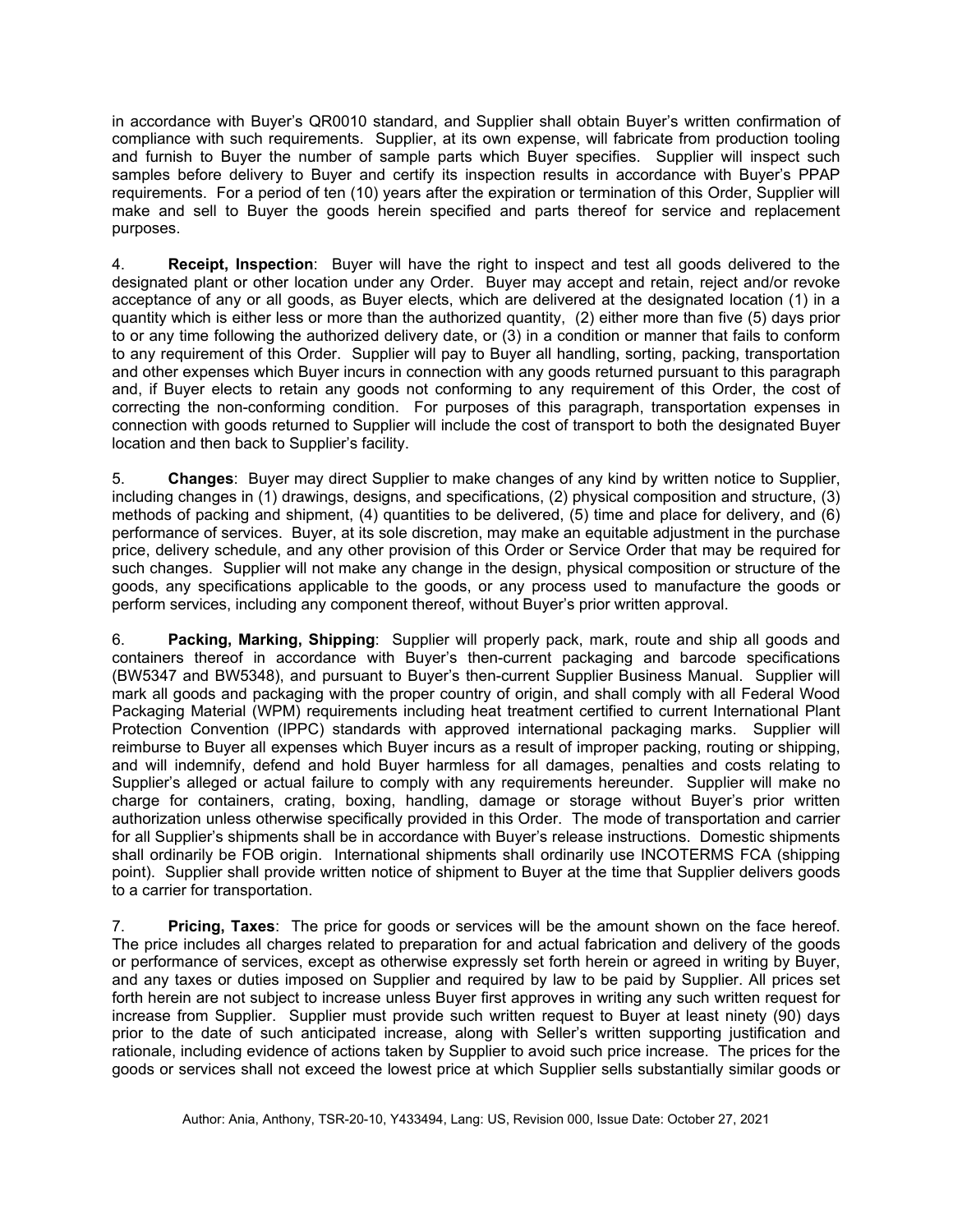in accordance with Buyer's QR0010 standard, and Supplier shall obtain Buyer's written confirmation of compliance with such requirements. Supplier, at its own expense, will fabricate from production tooling and furnish to Buyer the number of sample parts which Buyer specifies. Supplier will inspect such samples before delivery to Buyer and certify its inspection results in accordance with Buyer's PPAP requirements. For a period of ten (10) years after the expiration or termination of this Order, Supplier will make and sell to Buyer the goods herein specified and parts thereof for service and replacement purposes.

4. **Receipt, Inspection**: Buyer will have the right to inspect and test all goods delivered to the designated plant or other location under any Order. Buyer may accept and retain, reject and/or revoke acceptance of any or all goods, as Buyer elects, which are delivered at the designated location (1) in a quantity which is either less or more than the authorized quantity, (2) either more than five (5) days prior to or any time following the authorized delivery date, or (3) in a condition or manner that fails to conform to any requirement of this Order. Supplier will pay to Buyer all handling, sorting, packing, transportation and other expenses which Buyer incurs in connection with any goods returned pursuant to this paragraph and, if Buyer elects to retain any goods not conforming to any requirement of this Order, the cost of correcting the non-conforming condition. For purposes of this paragraph, transportation expenses in connection with goods returned to Supplier will include the cost of transport to both the designated Buyer location and then back to Supplier's facility.

5. **Changes**: Buyer may direct Supplier to make changes of any kind by written notice to Supplier, including changes in (1) drawings, designs, and specifications, (2) physical composition and structure, (3) methods of packing and shipment, (4) quantities to be delivered, (5) time and place for delivery, and (6) performance of services. Buyer, at its sole discretion, may make an equitable adjustment in the purchase price, delivery schedule, and any other provision of this Order or Service Order that may be required for such changes. Supplier will not make any change in the design, physical composition or structure of the goods, any specifications applicable to the goods, or any process used to manufacture the goods or perform services, including any component thereof, without Buyer's prior written approval.

6. **Packing, Marking, Shipping**: Supplier will properly pack, mark, route and ship all goods and containers thereof in accordance with Buyer's then-current packaging and barcode specifications (BW5347 and BW5348), and pursuant to Buyer's then-current Supplier Business Manual. Supplier will mark all goods and packaging with the proper country of origin, and shall comply with all Federal Wood Packaging Material (WPM) requirements including heat treatment certified to current International Plant Protection Convention (IPPC) standards with approved international packaging marks. Supplier will reimburse to Buyer all expenses which Buyer incurs as a result of improper packing, routing or shipping, and will indemnify, defend and hold Buyer harmless for all damages, penalties and costs relating to Supplier's alleged or actual failure to comply with any requirements hereunder. Supplier will make no charge for containers, crating, boxing, handling, damage or storage without Buyer's prior written authorization unless otherwise specifically provided in this Order. The mode of transportation and carrier for all Supplier's shipments shall be in accordance with Buyer's release instructions. Domestic shipments shall ordinarily be FOB origin. International shipments shall ordinarily use INCOTERMS FCA (shipping point). Supplier shall provide written notice of shipment to Buyer at the time that Supplier delivers goods to a carrier for transportation.

7. **Pricing, Taxes**: The price for goods or services will be the amount shown on the face hereof. The price includes all charges related to preparation for and actual fabrication and delivery of the goods or performance of services, except as otherwise expressly set forth herein or agreed in writing by Buyer, and any taxes or duties imposed on Supplier and required by law to be paid by Supplier. All prices set forth herein are not subject to increase unless Buyer first approves in writing any such written request for increase from Supplier. Supplier must provide such written request to Buyer at least ninety (90) days prior to the date of such anticipated increase, along with Seller's written supporting justification and rationale, including evidence of actions taken by Supplier to avoid such price increase. The prices for the goods or services shall not exceed the lowest price at which Supplier sells substantially similar goods or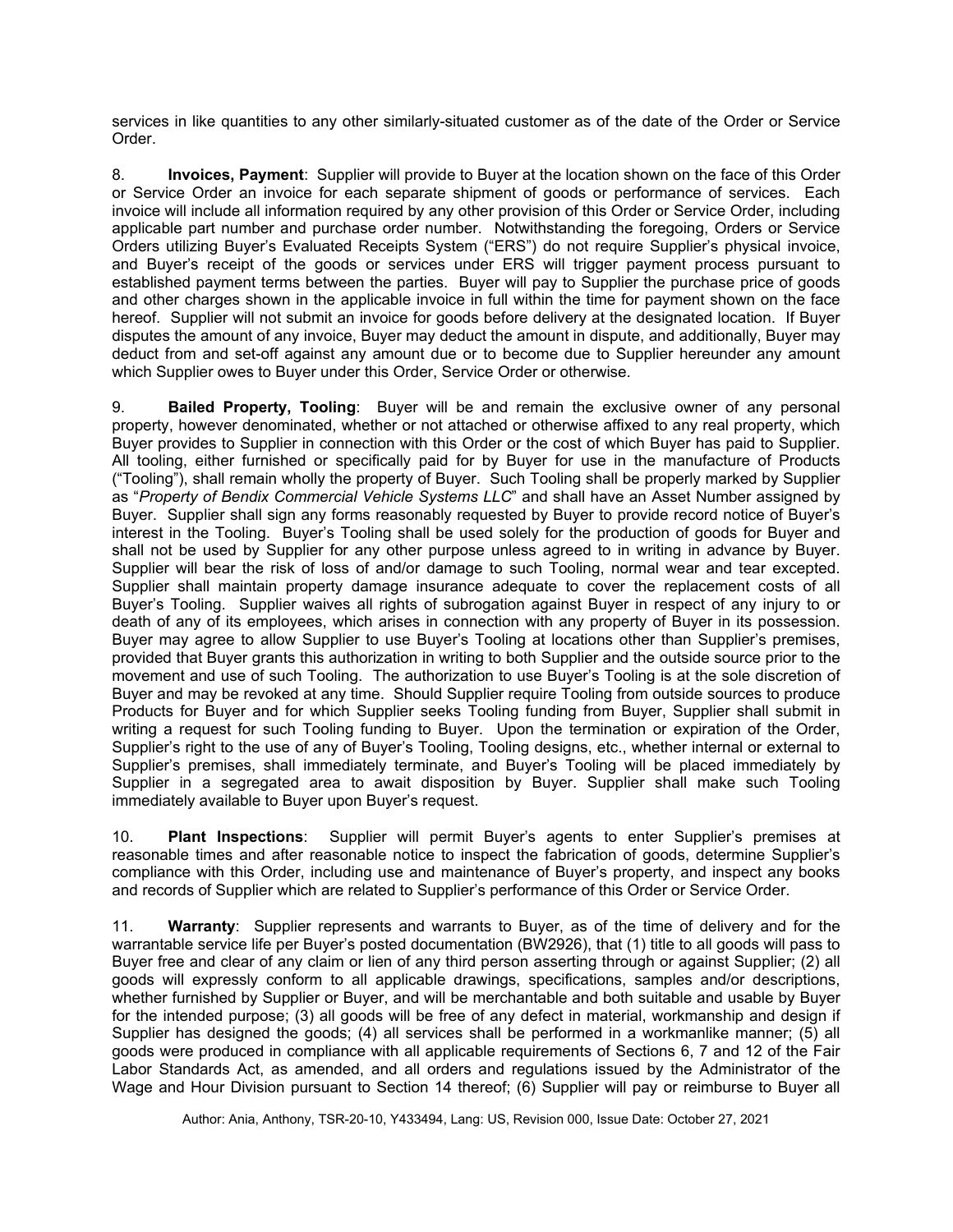services in like quantities to any other similarly-situated customer as of the date of the Order or Service Order.

8. **Invoices, Payment**: Supplier will provide to Buyer at the location shown on the face of this Order or Service Order an invoice for each separate shipment of goods or performance of services. Each invoice will include all information required by any other provision of this Order or Service Order, including applicable part number and purchase order number. Notwithstanding the foregoing, Orders or Service Orders utilizing Buyer's Evaluated Receipts System ("ERS") do not require Supplier's physical invoice, and Buyer's receipt of the goods or services under ERS will trigger payment process pursuant to established payment terms between the parties. Buyer will pay to Supplier the purchase price of goods and other charges shown in the applicable invoice in full within the time for payment shown on the face hereof. Supplier will not submit an invoice for goods before delivery at the designated location. If Buyer disputes the amount of any invoice, Buyer may deduct the amount in dispute, and additionally, Buyer may deduct from and set-off against any amount due or to become due to Supplier hereunder any amount which Supplier owes to Buyer under this Order, Service Order or otherwise.

9. **Bailed Property, Tooling**: Buyer will be and remain the exclusive owner of any personal property, however denominated, whether or not attached or otherwise affixed to any real property, which Buyer provides to Supplier in connection with this Order or the cost of which Buyer has paid to Supplier. All tooling, either furnished or specifically paid for by Buyer for use in the manufacture of Products ("Tooling"), shall remain wholly the property of Buyer. Such Tooling shall be properly marked by Supplier as "*Property of Bendix Commercial Vehicle Systems LLC*" and shall have an Asset Number assigned by Buyer. Supplier shall sign any forms reasonably requested by Buyer to provide record notice of Buyer's interest in the Tooling. Buyer's Tooling shall be used solely for the production of goods for Buyer and shall not be used by Supplier for any other purpose unless agreed to in writing in advance by Buyer. Supplier will bear the risk of loss of and/or damage to such Tooling, normal wear and tear excepted. Supplier shall maintain property damage insurance adequate to cover the replacement costs of all Buyer's Tooling. Supplier waives all rights of subrogation against Buyer in respect of any injury to or death of any of its employees, which arises in connection with any property of Buyer in its possession. Buyer may agree to allow Supplier to use Buyer's Tooling at locations other than Supplier's premises, provided that Buyer grants this authorization in writing to both Supplier and the outside source prior to the movement and use of such Tooling. The authorization to use Buyer's Tooling is at the sole discretion of Buyer and may be revoked at any time. Should Supplier require Tooling from outside sources to produce Products for Buyer and for which Supplier seeks Tooling funding from Buyer, Supplier shall submit in writing a request for such Tooling funding to Buyer. Upon the termination or expiration of the Order, Supplier's right to the use of any of Buyer's Tooling, Tooling designs, etc., whether internal or external to Supplier's premises, shall immediately terminate, and Buyer's Tooling will be placed immediately by Supplier in a segregated area to await disposition by Buyer. Supplier shall make such Tooling immediately available to Buyer upon Buyer's request.

10. **Plant Inspections**: Supplier will permit Buyer's agents to enter Supplier's premises at reasonable times and after reasonable notice to inspect the fabrication of goods, determine Supplier's compliance with this Order, including use and maintenance of Buyer's property, and inspect any books and records of Supplier which are related to Supplier's performance of this Order or Service Order.

11. **Warranty**: Supplier represents and warrants to Buyer, as of the time of delivery and for the warrantable service life per Buyer's posted documentation (BW2926), that (1) title to all goods will pass to Buyer free and clear of any claim or lien of any third person asserting through or against Supplier; (2) all goods will expressly conform to all applicable drawings, specifications, samples and/or descriptions, whether furnished by Supplier or Buyer, and will be merchantable and both suitable and usable by Buyer for the intended purpose; (3) all goods will be free of any defect in material, workmanship and design if Supplier has designed the goods; (4) all services shall be performed in a workmanlike manner; (5) all goods were produced in compliance with all applicable requirements of Sections 6, 7 and 12 of the Fair Labor Standards Act, as amended, and all orders and regulations issued by the Administrator of the Wage and Hour Division pursuant to Section 14 thereof; (6) Supplier will pay or reimburse to Buyer all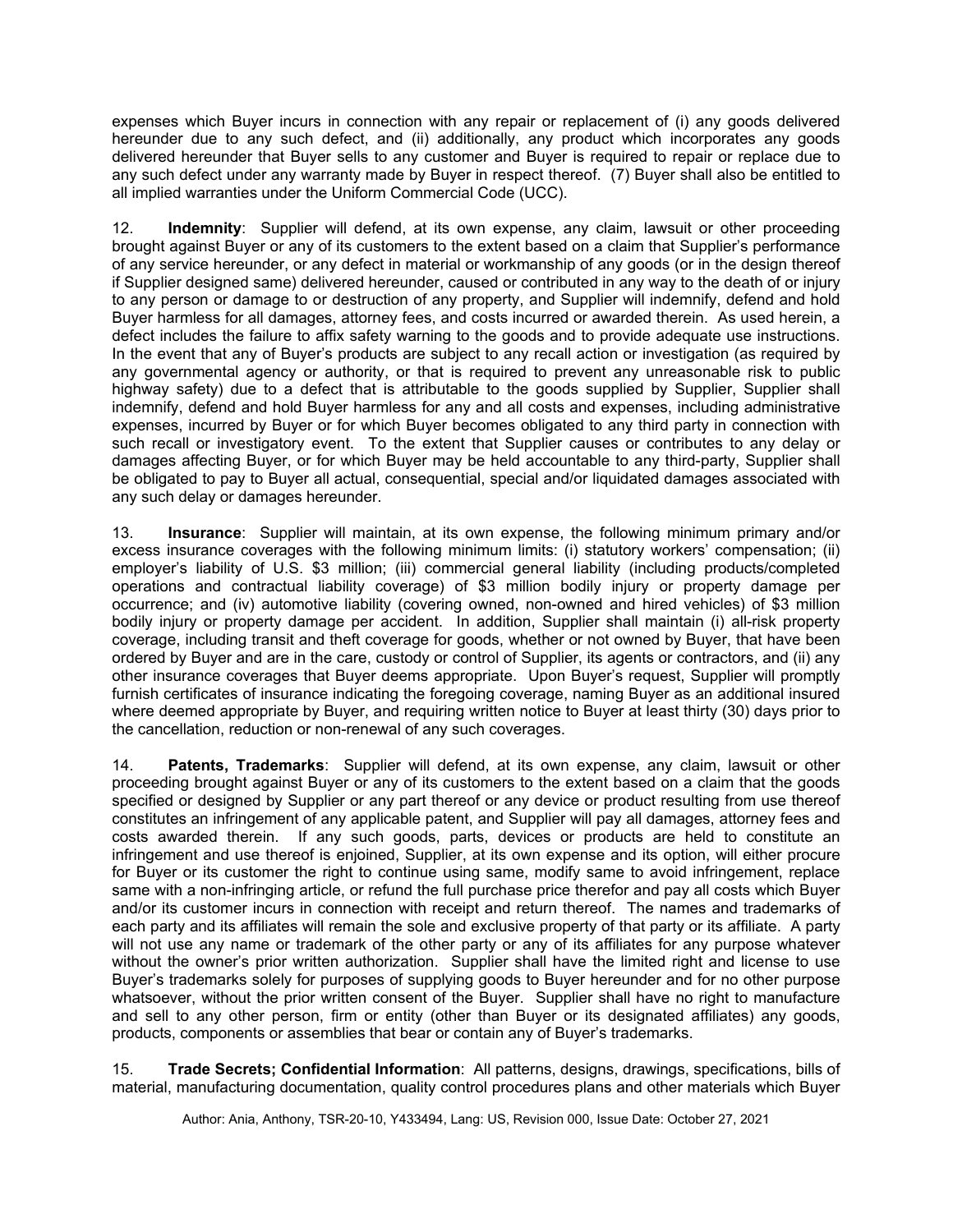expenses which Buyer incurs in connection with any repair or replacement of (i) any goods delivered hereunder due to any such defect, and (ii) additionally, any product which incorporates any goods delivered hereunder that Buyer sells to any customer and Buyer is required to repair or replace due to any such defect under any warranty made by Buyer in respect thereof. (7) Buyer shall also be entitled to all implied warranties under the Uniform Commercial Code (UCC).

12. **Indemnity**: Supplier will defend, at its own expense, any claim, lawsuit or other proceeding brought against Buyer or any of its customers to the extent based on a claim that Supplier's performance of any service hereunder, or any defect in material or workmanship of any goods (or in the design thereof if Supplier designed same) delivered hereunder, caused or contributed in any way to the death of or injury to any person or damage to or destruction of any property, and Supplier will indemnify, defend and hold Buyer harmless for all damages, attorney fees, and costs incurred or awarded therein. As used herein, a defect includes the failure to affix safety warning to the goods and to provide adequate use instructions. In the event that any of Buyer's products are subject to any recall action or investigation (as required by any governmental agency or authority, or that is required to prevent any unreasonable risk to public highway safety) due to a defect that is attributable to the goods supplied by Supplier, Supplier shall indemnify, defend and hold Buyer harmless for any and all costs and expenses, including administrative expenses, incurred by Buyer or for which Buyer becomes obligated to any third party in connection with such recall or investigatory event. To the extent that Supplier causes or contributes to any delay or damages affecting Buyer, or for which Buyer may be held accountable to any third-party, Supplier shall be obligated to pay to Buyer all actual, consequential, special and/or liquidated damages associated with any such delay or damages hereunder.

13. **Insurance**: Supplier will maintain, at its own expense, the following minimum primary and/or excess insurance coverages with the following minimum limits: (i) statutory workers' compensation; (ii) employer's liability of U.S. $3 million; (iii) commercial general liability (including products/completed operations and contractual liability coverage) of $3 million bodily injury or property damage per occurrence; and (iv) automotive liability (covering owned, non-owned and hired vehicles) of $3 million bodily injury or property damage per accident. In addition, Supplier shall maintain (i) all-risk property coverage, including transit and theft coverage for goods, whether or not owned by Buyer, that have been ordered by Buyer and are in the care, custody or control of Supplier, its agents or contractors, and (ii) any other insurance coverages that Buyer deems appropriate. Upon Buyer's request, Supplier will promptly furnish certificates of insurance indicating the foregoing coverage, naming Buyer as an additional insured where deemed appropriate by Buyer, and requiring written notice to Buyer at least thirty (30) days prior to the cancellation, reduction or non-renewal of any such coverages.

14. **Patents, Trademarks**: Supplier will defend, at its own expense, any claim, lawsuit or other proceeding brought against Buyer or any of its customers to the extent based on a claim that the goods specified or designed by Supplier or any part thereof or any device or product resulting from use thereof constitutes an infringement of any applicable patent, and Supplier will pay all damages, attorney fees and costs awarded therein. If any such goods, parts, devices or products are held to constitute an infringement and use thereof is enjoined, Supplier, at its own expense and its option, will either procure for Buyer or its customer the right to continue using same, modify same to avoid infringement, replace same with a non-infringing article, or refund the full purchase price therefor and pay all costs which Buyer and/or its customer incurs in connection with receipt and return thereof. The names and trademarks of each party and its affiliates will remain the sole and exclusive property of that party or its affiliate. A party will not use any name or trademark of the other party or any of its affiliates for any purpose whatever without the owner's prior written authorization. Supplier shall have the limited right and license to use Buyer's trademarks solely for purposes of supplying goods to Buyer hereunder and for no other purpose whatsoever, without the prior written consent of the Buyer. Supplier shall have no right to manufacture and sell to any other person, firm or entity (other than Buyer or its designated affiliates) any goods, products, components or assemblies that bear or contain any of Buyer's trademarks.

15. **Trade Secrets; Confidential Information**: All patterns, designs, drawings, specifications, bills of material, manufacturing documentation, quality control procedures plans and other materials which Buyer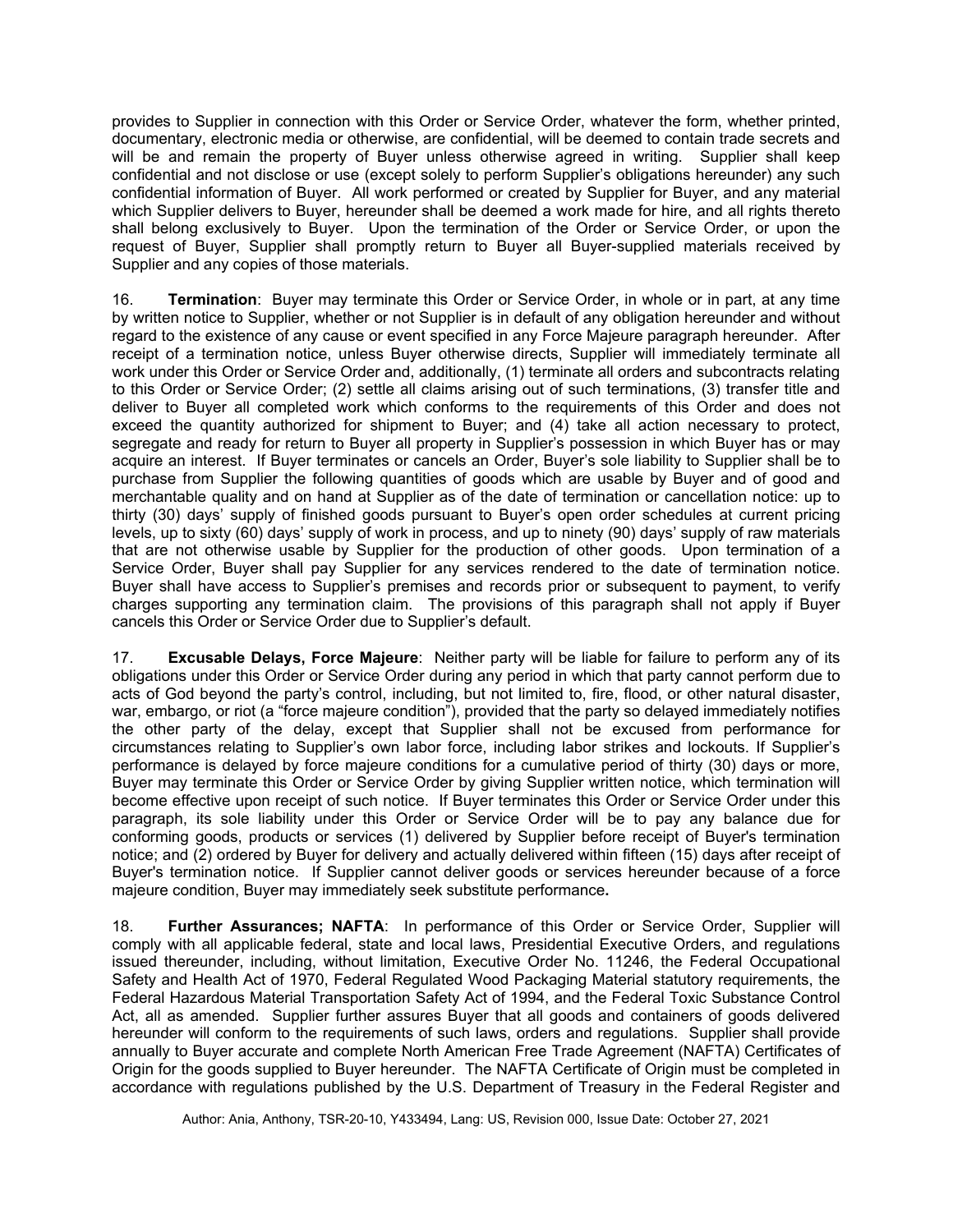provides to Supplier in connection with this Order or Service Order, whatever the form, whether printed, documentary, electronic media or otherwise, are confidential, will be deemed to contain trade secrets and will be and remain the property of Buyer unless otherwise agreed in writing. Supplier shall keep confidential and not disclose or use (except solely to perform Supplier's obligations hereunder) any such confidential information of Buyer. All work performed or created by Supplier for Buyer, and any material which Supplier delivers to Buyer, hereunder shall be deemed a work made for hire, and all rights thereto shall belong exclusively to Buyer. Upon the termination of the Order or Service Order, or upon the request of Buyer, Supplier shall promptly return to Buyer all Buyer-supplied materials received by Supplier and any copies of those materials.

16. **Termination**: Buyer may terminate this Order or Service Order, in whole or in part, at any time by written notice to Supplier, whether or not Supplier is in default of any obligation hereunder and without regard to the existence of any cause or event specified in any Force Majeure paragraph hereunder. After receipt of a termination notice, unless Buyer otherwise directs, Supplier will immediately terminate all work under this Order or Service Order and, additionally, (1) terminate all orders and subcontracts relating to this Order or Service Order; (2) settle all claims arising out of such terminations, (3) transfer title and deliver to Buyer all completed work which conforms to the requirements of this Order and does not exceed the quantity authorized for shipment to Buyer; and (4) take all action necessary to protect, segregate and ready for return to Buyer all property in Supplier's possession in which Buyer has or may acquire an interest. If Buyer terminates or cancels an Order, Buyer's sole liability to Supplier shall be to purchase from Supplier the following quantities of goods which are usable by Buyer and of good and merchantable quality and on hand at Supplier as of the date of termination or cancellation notice: up to thirty (30) days' supply of finished goods pursuant to Buyer's open order schedules at current pricing levels, up to sixty (60) days' supply of work in process, and up to ninety (90) days' supply of raw materials that are not otherwise usable by Supplier for the production of other goods. Upon termination of a Service Order, Buyer shall pay Supplier for any services rendered to the date of termination notice. Buyer shall have access to Supplier's premises and records prior or subsequent to payment, to verify charges supporting any termination claim. The provisions of this paragraph shall not apply if Buyer cancels this Order or Service Order due to Supplier's default.

17. **Excusable Delays, Force Majeure**: Neither party will be liable for failure to perform any of its obligations under this Order or Service Order during any period in which that party cannot perform due to acts of God beyond the party's control, including, but not limited to, fire, flood, or other natural disaster, war, embargo, or riot (a "force majeure condition"), provided that the party so delayed immediately notifies the other party of the delay, except that Supplier shall not be excused from performance for circumstances relating to Supplier's own labor force, including labor strikes and lockouts. If Supplier's performance is delayed by force majeure conditions for a cumulative period of thirty (30) days or more, Buyer may terminate this Order or Service Order by giving Supplier written notice, which termination will become effective upon receipt of such notice. If Buyer terminates this Order or Service Order under this paragraph, its sole liability under this Order or Service Order will be to pay any balance due for conforming goods, products or services (1) delivered by Supplier before receipt of Buyer's termination notice; and (2) ordered by Buyer for delivery and actually delivered within fifteen (15) days after receipt of Buyer's termination notice. If Supplier cannot deliver goods or services hereunder because of a force majeure condition, Buyer may immediately seek substitute performance**.**

18. **Further Assurances; NAFTA**: In performance of this Order or Service Order, Supplier will comply with all applicable federal, state and local laws, Presidential Executive Orders, and regulations issued thereunder, including, without limitation, Executive Order No. 11246, the Federal Occupational Safety and Health Act of 1970, Federal Regulated Wood Packaging Material statutory requirements, the Federal Hazardous Material Transportation Safety Act of 1994, and the Federal Toxic Substance Control Act, all as amended. Supplier further assures Buyer that all goods and containers of goods delivered hereunder will conform to the requirements of such laws, orders and regulations. Supplier shall provide annually to Buyer accurate and complete North American Free Trade Agreement (NAFTA) Certificates of Origin for the goods supplied to Buyer hereunder. The NAFTA Certificate of Origin must be completed in accordance with regulations published by the U.S. Department of Treasury in the Federal Register and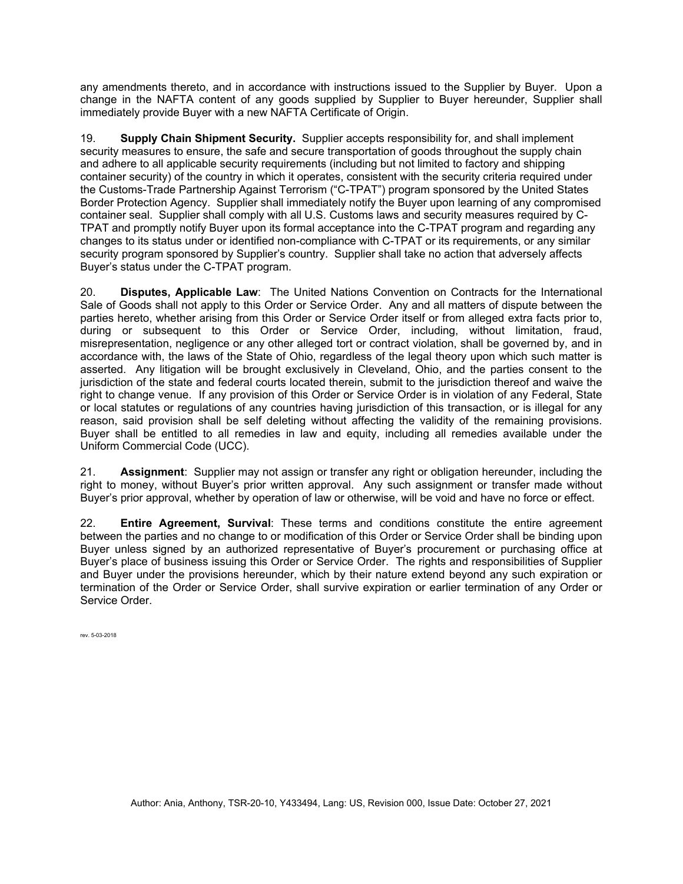any amendments thereto, and in accordance with instructions issued to the Supplier by Buyer. Upon a change in the NAFTA content of any goods supplied by Supplier to Buyer hereunder, Supplier shall immediately provide Buyer with a new NAFTA Certificate of Origin.

19. **Supply Chain Shipment Security.** Supplier accepts responsibility for, and shall implement security measures to ensure, the safe and secure transportation of goods throughout the supply chain and adhere to all applicable security requirements (including but not limited to factory and shipping container security) of the country in which it operates, consistent with the security criteria required under the Customs-Trade Partnership Against Terrorism ("C-TPAT") program sponsored by the United States Border Protection Agency. Supplier shall immediately notify the Buyer upon learning of any compromised container seal. Supplier shall comply with all U.S. Customs laws and security measures required by C-TPAT and promptly notify Buyer upon its formal acceptance into the C-TPAT program and regarding any changes to its status under or identified non-compliance with C-TPAT or its requirements, or any similar security program sponsored by Supplier's country. Supplier shall take no action that adversely affects Buyer's status under the C-TPAT program.

20. **Disputes, Applicable Law**: The United Nations Convention on Contracts for the International Sale of Goods shall not apply to this Order or Service Order. Any and all matters of dispute between the parties hereto, whether arising from this Order or Service Order itself or from alleged extra facts prior to, during or subsequent to this Order or Service Order, including, without limitation, fraud, misrepresentation, negligence or any other alleged tort or contract violation, shall be governed by, and in accordance with, the laws of the State of Ohio, regardless of the legal theory upon which such matter is asserted. Any litigation will be brought exclusively in Cleveland, Ohio, and the parties consent to the jurisdiction of the state and federal courts located therein, submit to the jurisdiction thereof and waive the right to change venue. If any provision of this Order or Service Order is in violation of any Federal, State or local statutes or regulations of any countries having jurisdiction of this transaction, or is illegal for any reason, said provision shall be self deleting without affecting the validity of the remaining provisions. Buyer shall be entitled to all remedies in law and equity, including all remedies available under the Uniform Commercial Code (UCC).

21. **Assignment**: Supplier may not assign or transfer any right or obligation hereunder, including the right to money, without Buyer's prior written approval. Any such assignment or transfer made without Buyer's prior approval, whether by operation of law or otherwise, will be void and have no force or effect.

22. **Entire Agreement, Survival**: These terms and conditions constitute the entire agreement between the parties and no change to or modification of this Order or Service Order shall be binding upon Buyer unless signed by an authorized representative of Buyer's procurement or purchasing office at Buyer's place of business issuing this Order or Service Order. The rights and responsibilities of Supplier and Buyer under the provisions hereunder, which by their nature extend beyond any such expiration or termination of the Order or Service Order, shall survive expiration or earlier termination of any Order or Service Order.

rev. 5-03-2018